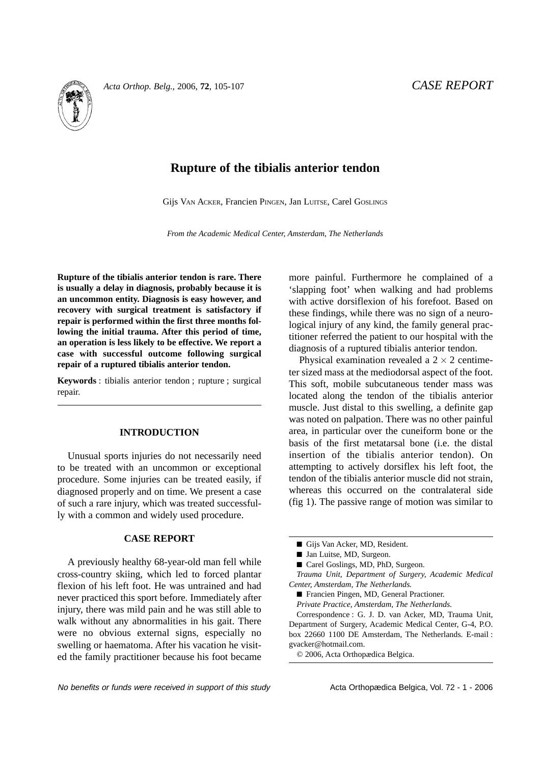CASE REPORT

# Rupture of the tibialis anterior tendon

Gijs Van Acker, Francien Pingen, Jan Luitse, Carel Goslings

*From the Academic Medical Center, Amsterdam, The Netherlands*

**Rupture of the tibialis anterior tendon is rare. There is usually a delay in diagnosis, probably because it is an uncommon entity. Diagnosis is easy however, and recovery with surgical treatment is satisfactory if repair is performed within the first three months following the initial trauma. After this period of time, an operation is less likely to be effective. We report a case with successful outcome following surgical repair of a ruptured tibialis anterior tendon.**

**Keywords** : tibialis anterior tendon ; rupture ; surgical repair.

## INTRODUCTION

Unusual sports injuries do not necessarily need to be treated with an uncommon or exceptional procedure. Some injuries can be treated easily, if diagnosed properly and on time. We present a case of such a rare injury, which was treated successfully with a common and widely used procedure.

## CASE REPORT

A previously healthy 68-year-old man fell while cross-country skiing, which led to forced plantar flexion of his left foot. He was untrained and had never practiced this sport before. Immediately after injury, there was mild pain and he was still able to walk without any abnormalities in his gait. There were no obvious external signs, especially no swelling or haematoma. After his vacation he visited the family practitioner because his foot became more painful. Furthermore he complained of a 'slapping foot' when walking and had problems with active dorsiflexion of his forefoot. Based on these findings, while there was no sign of a neurological injury of any kind, the family general practitioner referred the patient to our hospital with the diagnosis of a ruptured tibialis anterior tendon.

Physical examination revealed a $2 \times 2$ centimeter sized mass at the mediodorsal aspect of the foot. This soft, mobile subcutaneous tender mass was located along the tendon of the tibialis anterior muscle. Just distal to this swelling, a definite gap was noted on palpation. There was no other painful area, in particular over the cuneiform bone or the basis of the first metatarsal bone (i.e. the distal insertion of the tibialis anterior tendon). On attempting to actively dorsiflex his left foot, the tendon of the tibialis anterior muscle did not strain, whereas this occurred on the contralateral side (fig 1). The passive range of motion was similar to

---

- Gijs Van Acker, MD, Resident.
- Jan Luitse, MD, Surgeon.
- Carel Goslings, MD, PhD, Surgeon.

*Trauma Unit, Department of Surgery, Academic Medical Center, Amsterdam, The Netherlands.*

- Francien Pingen, MD, General Practioner.

*Private Practice, Amsterdam, The Netherlands.*

Correspondence : G. J. D. van Acker, MD, Trauma Unit, Department of Surgery, Academic Medical Center, G-4, P.O. box 22660 1100 DE Amsterdam, The Netherlands. E-mail : gvacker@hotmail.com.

© 2006, Acta Orthopædica Belgica.

*No benefits or funds were received in support of this study*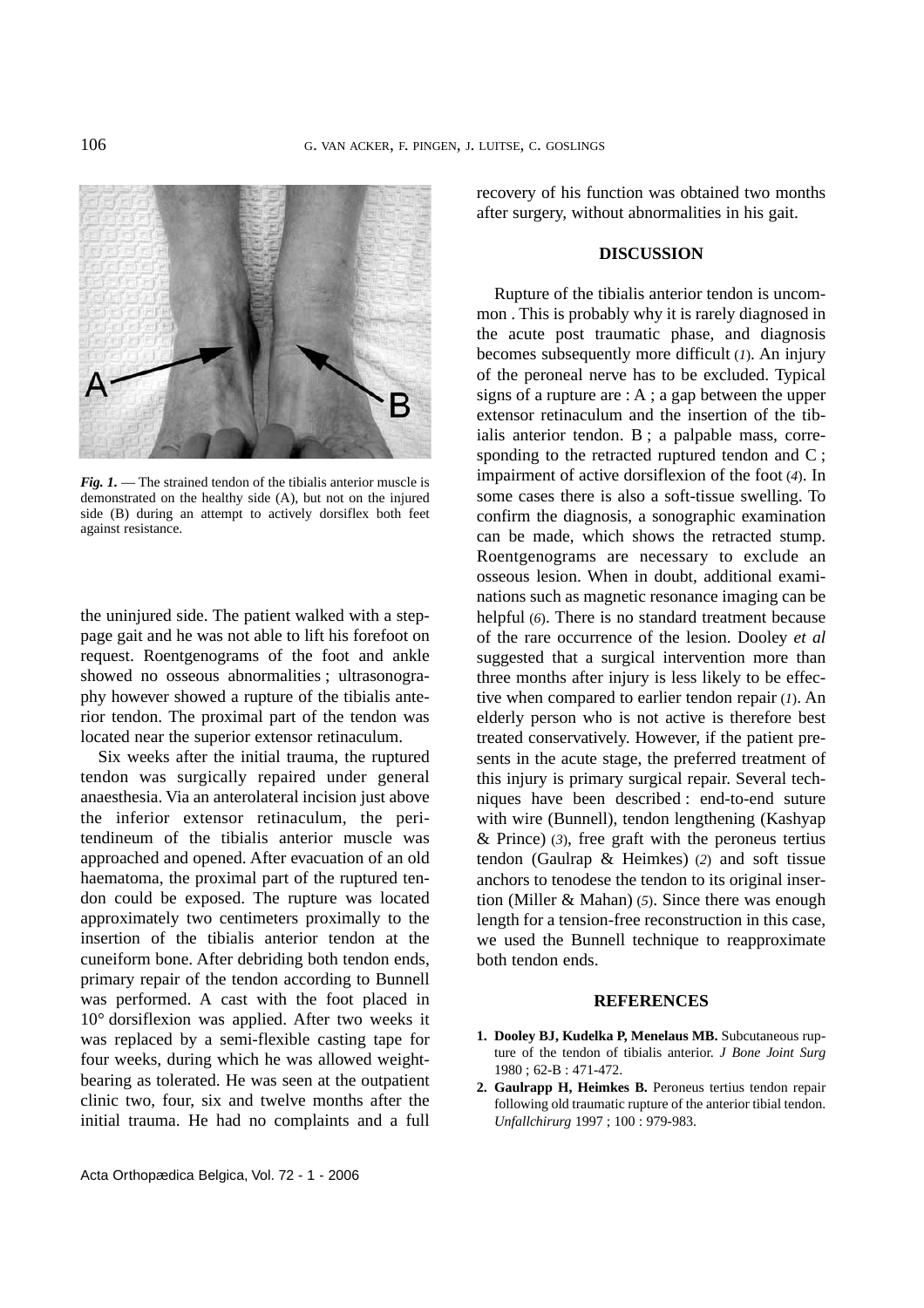*Fig. 1.* — The strained tendon of the tibialis anterior muscle is demonstrated on the healthy side (A), but not on the injured side (B) during an attempt to actively dorsiflex both feet against resistance.

the uninjured side. The patient walked with a steppage gait and he was not able to lift his forefoot on request. Roentgenograms of the foot and ankle showed no osseous abnormalities ; ultrasonography however showed a rupture of the tibialis anterior tendon. The proximal part of the tendon was located near the superior extensor retinaculum.

Six weeks after the initial trauma, the ruptured tendon was surgically repaired under general anaesthesia. Via an anterolateral incision just above the inferior extensor retinaculum, the peritendineum of the tibialis anterior muscle was approached and opened. After evacuation of an old haematoma, the proximal part of the ruptured tendon could be exposed. The rupture was located approximately two centimeters proximally to the insertion of the tibialis anterior tendon at the cuneiform bone. After debriding both tendon ends, primary repair of the tendon according to Bunnell was performed. A cast with the foot placed in 10° dorsiflexion was applied. After two weeks it was replaced by a semi-flexible casting tape for four weeks, during which he was allowed weight-bearing as tolerated. He was seen at the outpatient clinic two, four, six and twelve months after the initial trauma. He had no complaints and a full recovery of his function was obtained two months after surgery, without abnormalities in his gait.

## DISCUSSION

Rupture of the tibialis anterior tendon is uncommon . This is probably why it is rarely diagnosed in the acute post traumatic phase, and diagnosis becomes subsequently more difficult (*1*). An injury of the peroneal nerve has to be excluded. Typical signs of a rupture are : A ; a gap between the upper extensor retinaculum and the insertion of the tibialis anterior tendon. B ; a palpable mass, corresponding to the retracted ruptured tendon and C ; impairment of active dorsiflexion of the foot (*4*). In some cases there is also a soft-tissue swelling. To confirm the diagnosis, a sonographic examination can be made, which shows the retracted stump. Roentgenograms are necessary to exclude an osseous lesion. When in doubt, additional examinations such as magnetic resonance imaging can be helpful (*6*). There is no standard treatment because of the rare occurrence of the lesion. Dooley *et al* suggested that a surgical intervention more than three months after injury is less likely to be effective when compared to earlier tendon repair (*1*). An elderly person who is not active is therefore best treated conservatively. However, if the patient presents in the acute stage, the preferred treatment of this injury is primary surgical repair. Several techniques have been described : end-to-end suture with wire (Bunnell), tendon lengthening (Kashyap & Prince) (*3*), free graft with the peroneus tertius tendon (Gaulrap & Heimkes) (*2*) and soft tissue anchors to tenodese the tendon to its original insertion (Miller & Mahan) (*5*). Since there was enough length for a tension-free reconstruction in this case, we used the Bunnell technique to reapproximate both tendon ends.

## REFERENCES

1. **Dooley BJ, Kudelka P, Menelaus MB.** Subcutaneous rupture of the tendon of tibialis anterior. *J Bone Joint Surg* 1980 ; 62-B : 471-472.
2. **Gaulrapp H, Heimkes B.** Peroneus tertius tendon repair following old traumatic rupture of the anterior tibial tendon. *Unfallchirurg* 1997 ; 100 : 979-983.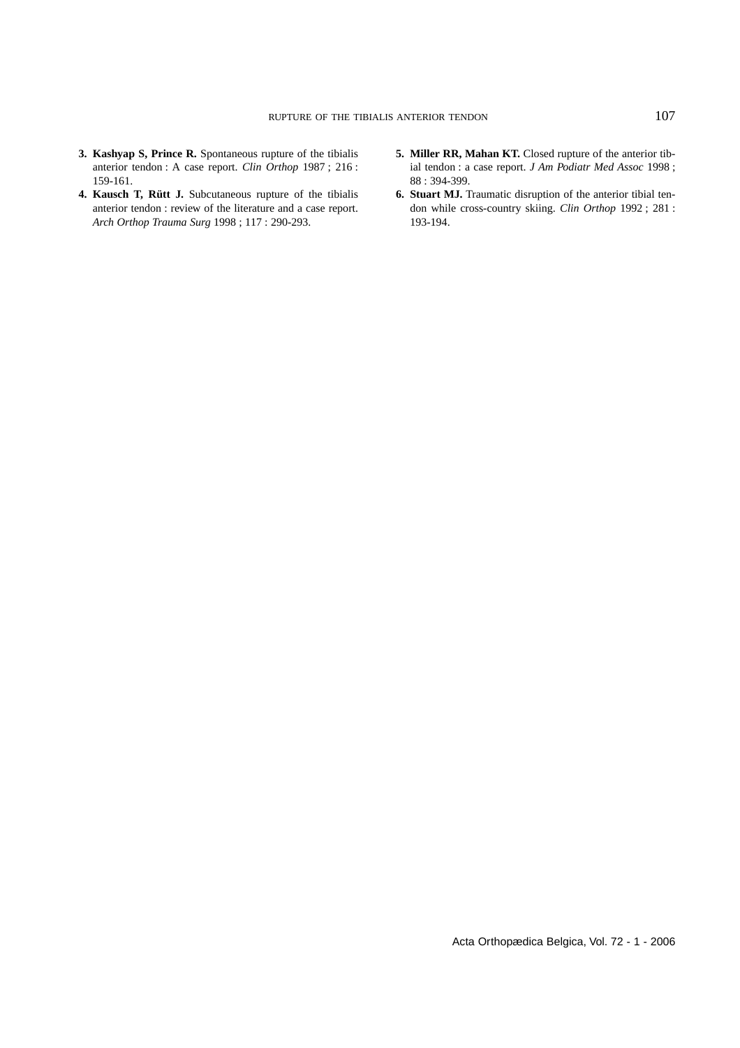3. **Kashyap S, Prince R.** Spontaneous rupture of the tibialis anterior tendon : A case report. *Clin Orthop* 1987 ; 216 : 159-161.
4. **Kausch T, Rütt J.** Subcutaneous rupture of the tibialis anterior tendon : review of the literature and a case report. *Arch Orthop Trauma Surg* 1998 ; 117 : 290-293.
5. **Miller RR, Mahan KT.** Closed rupture of the anterior tibial tendon : a case report. *J Am Podiatr Med Assoc* 1998 ; 88 : 394-399.
6. **Stuart MJ.** Traumatic disruption of the anterior tibial tendon while cross-country skiing. *Clin Orthop* 1992 ; 281 : 193-194.